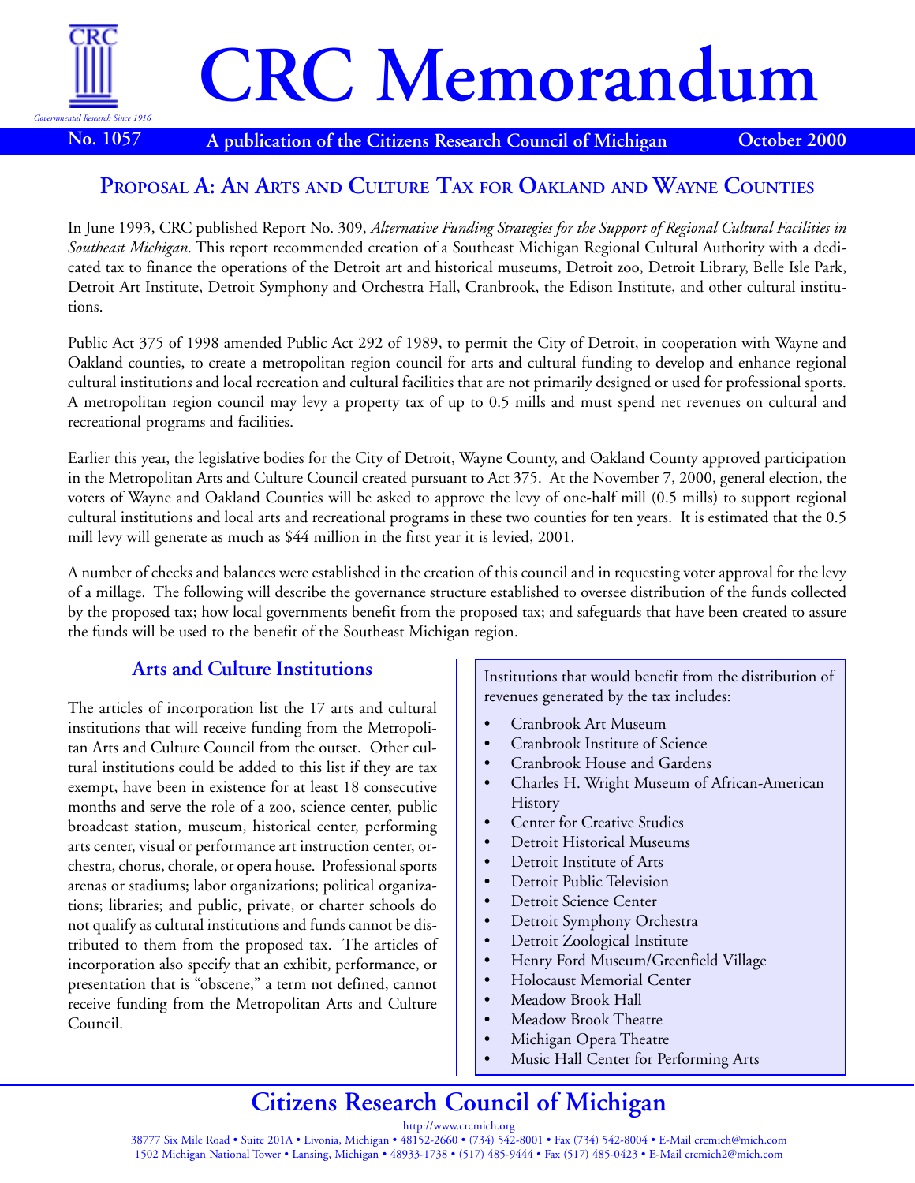# CRC Memorandum

No. 1057 — A publication of the Citizens Research Council of Michigan — October 2000

## Proposal A: An Arts and Culture Tax for Oakland and Wayne Counties

In June 1993, CRC published Report No. 309, *Alternative Funding Strategies for the Support of Regional Cultural Facilities in Southeast Michigan*. This report recommended creation of a Southeast Michigan Regional Cultural Authority with a dedicated tax to finance the operations of the Detroit art and historical museums, Detroit zoo, Detroit Library, Belle Isle Park, Detroit Art Institute, Detroit Symphony and Orchestra Hall, Cranbrook, the Edison Institute, and other cultural institutions.

Public Act 375 of 1998 amended Public Act 292 of 1989, to permit the City of Detroit, in cooperation with Wayne and Oakland counties, to create a metropolitan region council for arts and cultural funding to develop and enhance regional cultural institutions and local recreation and cultural facilities that are not primarily designed or used for professional sports. A metropolitan region council may levy a property tax of up to 0.5 mills and must spend net revenues on cultural and recreational programs and facilities.

Earlier this year, the legislative bodies for the City of Detroit, Wayne County, and Oakland County approved participation in the Metropolitan Arts and Culture Council created pursuant to Act 375. At the November 7, 2000, general election, the voters of Wayne and Oakland Counties will be asked to approve the levy of one-half mill (0.5 mills) to support regional cultural institutions and local arts and recreational programs in these two counties for ten years. It is estimated that the 0.5 mill levy will generate as much as $44 million in the first year it is levied, 2001.

A number of checks and balances were established in the creation of this council and in requesting voter approval for the levy of a millage. The following will describe the governance structure established to oversee distribution of the funds collected by the proposed tax; how local governments benefit from the proposed tax; and safeguards that have been created to assure the funds will be used to the benefit of the Southeast Michigan region.

### Arts and Culture Institutions

The articles of incorporation list the 17 arts and cultural institutions that will receive funding from the Metropolitan Arts and Culture Council from the outset. Other cultural institutions could be added to this list if they are tax exempt, have been in existence for at least 18 consecutive months and serve the role of a zoo, science center, public broadcast station, museum, historical center, performing arts center, visual or performance art instruction center, orchestra, chorus, chorale, or opera house. Professional sports arenas or stadiums; labor organizations; political organizations; libraries; and public, private, or charter schools do not qualify as cultural institutions and funds cannot be distributed to them from the proposed tax. The articles of incorporation also specify that an exhibit, performance, or presentation that is "obscene," a term not defined, cannot receive funding from the Metropolitan Arts and Culture Council.

Institutions that would benefit from the distribution of revenues generated by the tax includes:

- Cranbrook Art Museum
- Cranbrook Institute of Science
- Cranbrook House and Gardens
- Charles H. Wright Museum of African-American History
- Center for Creative Studies
- Detroit Historical Museums
- Detroit Institute of Arts
- Detroit Public Television
- Detroit Science Center
- Detroit Symphony Orchestra
- Detroit Zoological Institute
- Henry Ford Museum/Greenfield Village
- Holocaust Memorial Center
- Meadow Brook Hall
- Meadow Brook Theatre
- Michigan Opera Theatre
- Music Hall Center for Performing Arts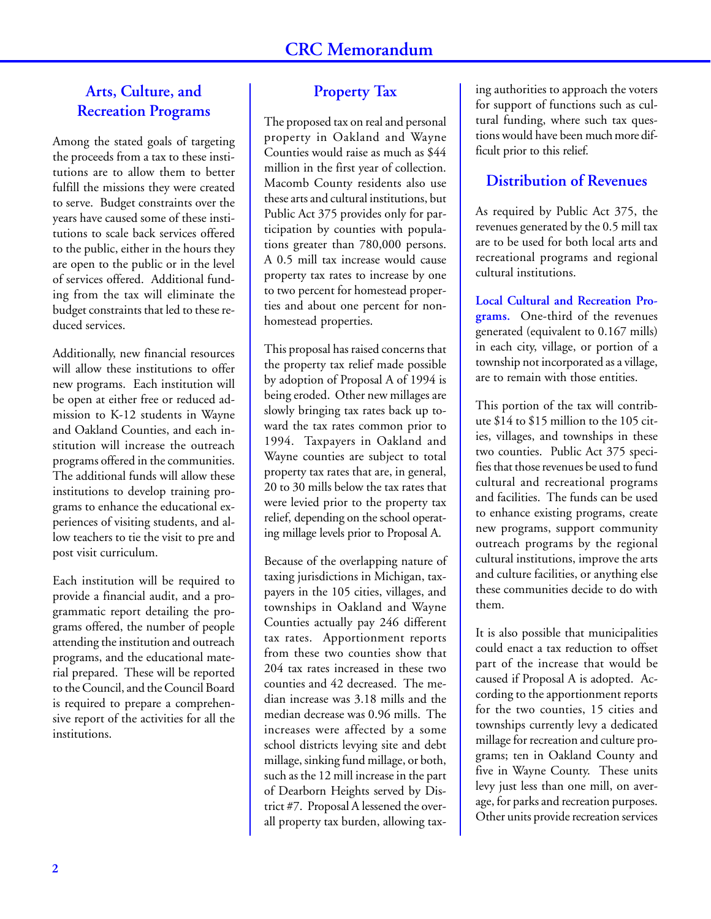## Arts, Culture, and Recreation Programs

Among the stated goals of targeting the proceeds from a tax to these institutions are to allow them to better fulfill the missions they were created to serve. Budget constraints over the years have caused some of these institutions to scale back services offered to the public, either in the hours they are open to the public or in the level of services offered. Additional funding from the tax will eliminate the budget constraints that led to these reduced services.

Additionally, new financial resources will allow these institutions to offer new programs. Each institution will be open at either free or reduced admission to K-12 students in Wayne and Oakland Counties, and each institution will increase the outreach programs offered in the communities. The additional funds will allow these institutions to develop training programs to enhance the educational experiences of visiting students, and allow teachers to tie the visit to pre and post visit curriculum.

Each institution will be required to provide a financial audit, and a programmatic report detailing the programs offered, the number of people attending the institution and outreach programs, and the educational material prepared. These will be reported to the Council, and the Council Board is required to prepare a comprehensive report of the activities for all the institutions.

## Property Tax

The proposed tax on real and personal property in Oakland and Wayne Counties would raise as much as $44 million in the first year of collection. Macomb County residents also use these arts and cultural institutions, but Public Act 375 provides only for participation by counties with populations greater than 780,000 persons. A 0.5 mill tax increase would cause property tax rates to increase by one to two percent for homestead properties and about one percent for non-homestead properties.

This proposal has raised concerns that the property tax relief made possible by adoption of Proposal A of 1994 is being eroded. Other new millages are slowly bringing tax rates back up toward the tax rates common prior to 1994. Taxpayers in Oakland and Wayne counties are subject to total property tax rates that are, in general, 20 to 30 mills below the tax rates that were levied prior to the property tax relief, depending on the school operating millage levels prior to Proposal A.

Because of the overlapping nature of taxing jurisdictions in Michigan, taxpayers in the 105 cities, villages, and townships in Oakland and Wayne Counties actually pay 246 different tax rates. Apportionment reports from these two counties show that 204 tax rates increased in these two counties and 42 decreased. The median increase was 3.18 mills and the median decrease was 0.96 mills. The increases were affected by a some school districts levying site and debt millage, sinking fund millage, or both, such as the 12 mill increase in the part of Dearborn Heights served by District #7. Proposal A lessened the overall property tax burden, allowing taxing authorities to approach the voters for support of functions such as cultural funding, where such tax questions would have been much more difficult prior to this relief.

## Distribution of Revenues

As required by Public Act 375, the revenues generated by the 0.5 mill tax are to be used for both local arts and recreational programs and regional cultural institutions.

**Local Cultural and Recreation Programs.** One-third of the revenues generated (equivalent to 0.167 mills) in each city, village, or portion of a township not incorporated as a village, are to remain with those entities.

This portion of the tax will contribute $14 to $15 million to the 105 cities, villages, and townships in these two counties. Public Act 375 specifies that those revenues be used to fund cultural and recreational programs and facilities. The funds can be used to enhance existing programs, create new programs, support community outreach programs by the regional cultural institutions, improve the arts and culture facilities, or anything else these communities decide to do with them.

It is also possible that municipalities could enact a tax reduction to offset part of the increase that would be caused if Proposal A is adopted. According to the apportionment reports for the two counties, 15 cities and townships currently levy a dedicated millage for recreation and culture programs; ten in Oakland County and five in Wayne County. These units levy just less than one mill, on average, for parks and recreation purposes. Other units provide recreation services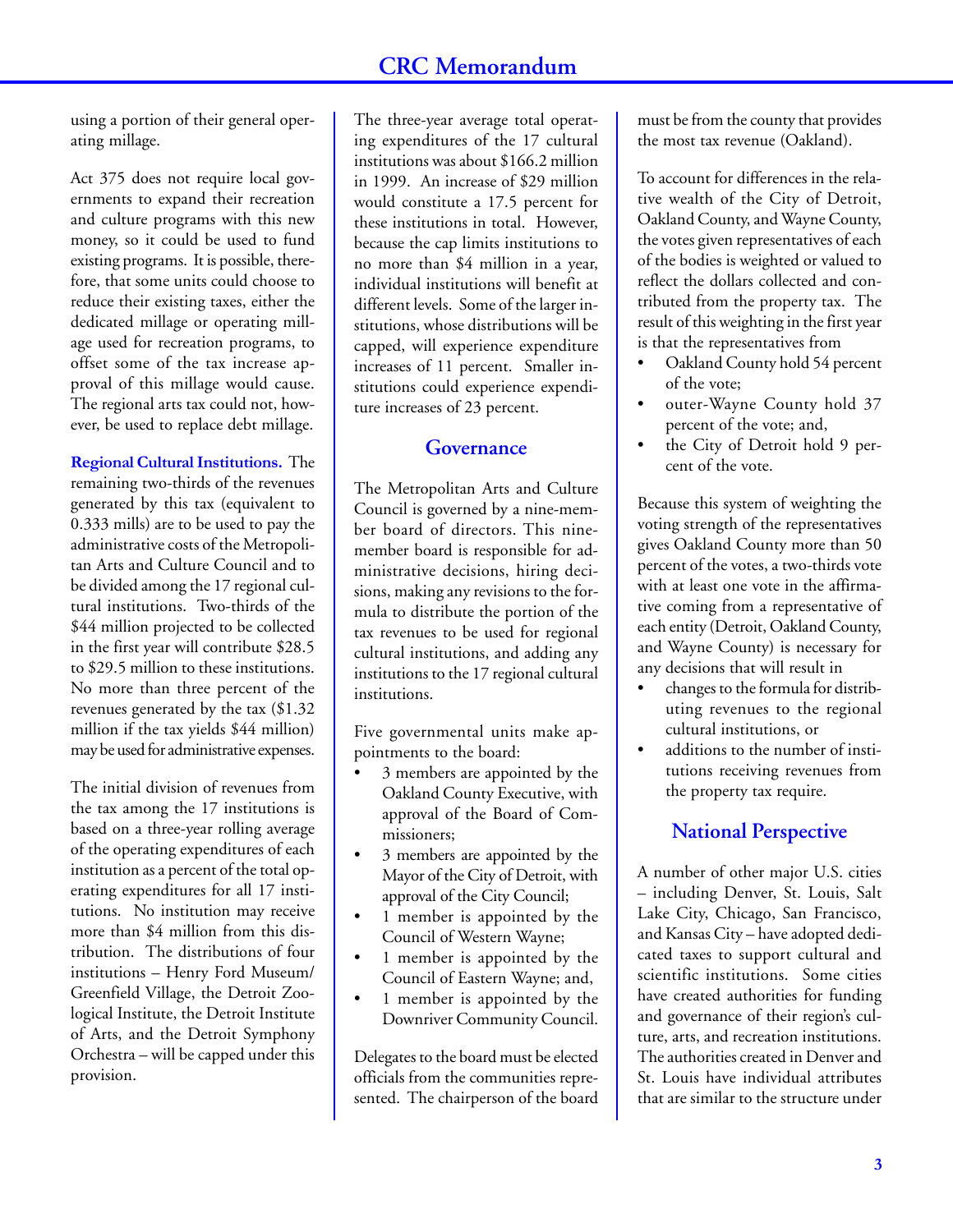using a portion of their general operating millage.

Act 375 does not require local governments to expand their recreation and culture programs with this new money, so it could be used to fund existing programs. It is possible, therefore, that some units could choose to reduce their existing taxes, either the dedicated millage or operating millage used for recreation programs, to offset some of the tax increase approval of this millage would cause. The regional arts tax could not, however, be used to replace debt millage.

**Regional Cultural Institutions.** The remaining two-thirds of the revenues generated by this tax (equivalent to 0.333 mills) are to be used to pay the administrative costs of the Metropolitan Arts and Culture Council and to be divided among the 17 regional cultural institutions. Two-thirds of the $44 million projected to be collected in the first year will contribute $28.5 to $29.5 million to these institutions. No more than three percent of the revenues generated by the tax ($1.32 million if the tax yields $44 million) may be used for administrative expenses.

The initial division of revenues from the tax among the 17 institutions is based on a three-year rolling average of the operating expenditures of each institution as a percent of the total operating expenditures for all 17 institutions. No institution may receive more than $4 million from this distribution. The distributions of four institutions – Henry Ford Museum/Greenfield Village, the Detroit Zoological Institute, the Detroit Institute of Arts, and the Detroit Symphony Orchestra – will be capped under this provision.

The three-year average total operating expenditures of the 17 cultural institutions was about $166.2 million in 1999. An increase of $29 million would constitute a 17.5 percent for these institutions in total. However, because the cap limits institutions to no more than $4 million in a year, individual institutions will benefit at different levels. Some of the larger institutions, whose distributions will be capped, will experience expenditure increases of 11 percent. Smaller institutions could experience expenditure increases of 23 percent.

## Governance

The Metropolitan Arts and Culture Council is governed by a nine-member board of directors. This nine-member board is responsible for administrative decisions, hiring decisions, making any revisions to the formula to distribute the portion of the tax revenues to be used for regional cultural institutions, and adding any institutions to the 17 regional cultural institutions.

Five governmental units make appointments to the board:

- 3 members are appointed by the Oakland County Executive, with approval of the Board of Commissioners;
- 3 members are appointed by the Mayor of the City of Detroit, with approval of the City Council;
- 1 member is appointed by the Council of Western Wayne;
- 1 member is appointed by the Council of Eastern Wayne; and,
- 1 member is appointed by the Downriver Community Council.

Delegates to the board must be elected officials from the communities represented. The chairperson of the board must be from the county that provides the most tax revenue (Oakland).

To account for differences in the relative wealth of the City of Detroit, Oakland County, and Wayne County, the votes given representatives of each of the bodies is weighted or valued to reflect the dollars collected and contributed from the property tax. The result of this weighting in the first year is that the representatives from

- Oakland County hold 54 percent of the vote;
- outer-Wayne County hold 37 percent of the vote; and,
- the City of Detroit hold 9 percent of the vote.

Because this system of weighting the voting strength of the representatives gives Oakland County more than 50 percent of the votes, a two-thirds vote with at least one vote in the affirmative coming from a representative of each entity (Detroit, Oakland County, and Wayne County) is necessary for any decisions that will result in

- changes to the formula for distributing revenues to the regional cultural institutions, or
- additions to the number of institutions receiving revenues from the property tax require.

## National Perspective

A number of other major U.S. cities – including Denver, St. Louis, Salt Lake City, Chicago, San Francisco, and Kansas City – have adopted dedicated taxes to support cultural and scientific institutions. Some cities have created authorities for funding and governance of their region's culture, arts, and recreation institutions. The authorities created in Denver and St. Louis have individual attributes that are similar to the structure under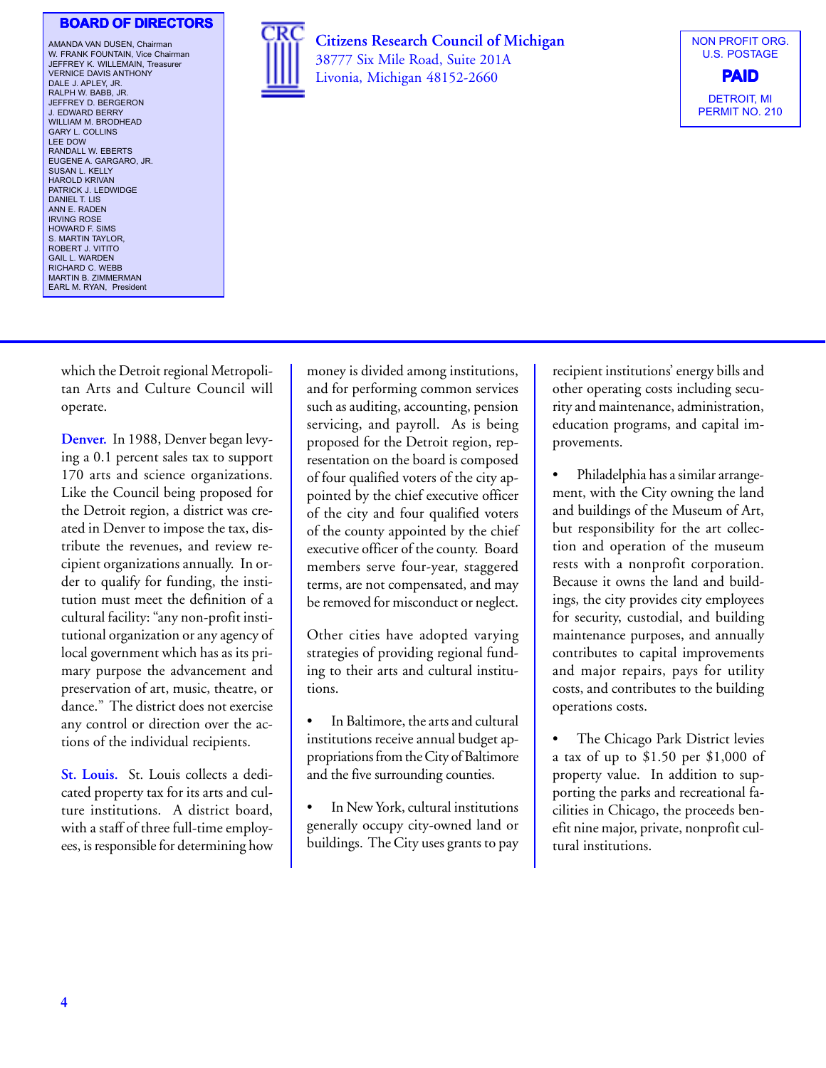**BOARD OF DIRECTORS**

AMANDA VAN DUSEN, Chairman
W. FRANK FOUNTAIN, Vice Chairman
JEFFREY K. WILLEMAIN, Treasurer
VERNICE DAVIS ANTHONY
DALE J. APLEY, JR.
RALPH W. BABB, JR.
JEFFREY D. BERGERON
J. EDWARD BERRY
WILLIAM M. BRODHEAD
GARY L. COLLINS
LEE DOW
RANDALL W. EBERTS
EUGENE A. GARGARO, JR.
SUSAN L. KELLY
HAROLD KRIVAN
PATRICK J. LEDWIDGE
DANIEL T. LIS
ANN E. RADEN
IRVING ROSE
HOWARD F. SIMS
S. MARTIN TAYLOR,
ROBERT J. VITITO
GAIL L. WARDEN
RICHARD C. WEBB
MARTIN B. ZIMMERMAN
EARL M. RYAN, President

**Citizens Research Council of Michigan**
38777 Six Mile Road, Suite 201A
Livonia, Michigan 48152-2660

NON PROFIT ORG.
U.S. POSTAGE
**PAID**
DETROIT, MI
PERMIT NO. 210

which the Detroit regional Metropolitan Arts and Culture Council will operate.

**Denver.** In 1988, Denver began levying a 0.1 percent sales tax to support 170 arts and science organizations. Like the Council being proposed for the Detroit region, a district was created in Denver to impose the tax, distribute the revenues, and review recipient organizations annually. In order to qualify for funding, the institution must meet the definition of a cultural facility: "any non-profit institutional organization or any agency of local government which has as its primary purpose the advancement and preservation of art, music, theatre, or dance." The district does not exercise any control or direction over the actions of the individual recipients.

**St. Louis.** St. Louis collects a dedicated property tax for its arts and culture institutions. A district board, with a staff of three full-time employees, is responsible for determining how money is divided among institutions, and for performing common services such as auditing, accounting, pension servicing, and payroll. As is being proposed for the Detroit region, representation on the board is composed of four qualified voters of the city appointed by the chief executive officer of the city and four qualified voters of the county appointed by the chief executive officer of the county. Board members serve four-year, staggered terms, are not compensated, and may be removed for misconduct or neglect.

Other cities have adopted varying strategies of providing regional funding to their arts and cultural institutions.

- In Baltimore, the arts and cultural institutions receive annual budget appropriations from the City of Baltimore and the five surrounding counties.

- In New York, cultural institutions generally occupy city-owned land or buildings. The City uses grants to pay recipient institutions' energy bills and other operating costs including security and maintenance, administration, education programs, and capital improvements.

- Philadelphia has a similar arrangement, with the City owning the land and buildings of the Museum of Art, but responsibility for the art collection and operation of the museum rests with a nonprofit corporation. Because it owns the land and buildings, the city provides city employees for security, custodial, and building maintenance purposes, and annually contributes to capital improvements and major repairs, pays for utility costs, and contributes to the building operations costs.

- The Chicago Park District levies a tax of up to $1.50 per $1,000 of property value. In addition to supporting the parks and recreational facilities in Chicago, the proceeds benefit nine major, private, nonprofit cultural institutions.